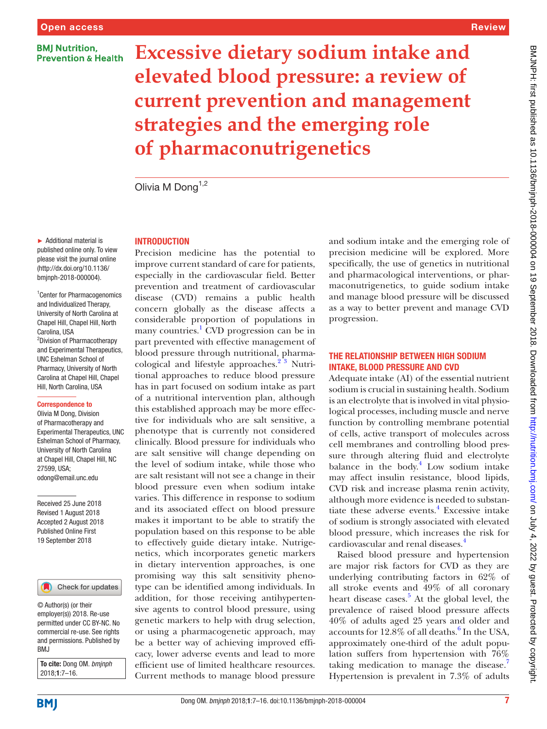# Excessive dietary sodium intake and elevated blood pressure: a review of current prevention and management strategies and the emerging role of pharmaconutrigenetics

Olivia M Dong[1,2]

► Additional material is published online only. To view please visit the journal online (http://dx.doi.org/10.1136/bmjnph-2018-000004).

[1]Center for Pharmacogenomics and Individualized Therapy, University of North Carolina at Chapel Hill, Chapel Hill, North Carolina, USA
[2]Division of Pharmacotherapy and Experimental Therapeutics, UNC Eshelman School of Pharmacy, University of North Carolina at Chapel Hill, Chapel Hill, North Carolina, USA

**Correspondence to**
Olivia M Dong, Division of Pharmacotherapy and Experimental Therapeutics, UNC Eshelman School of Pharmacy, University of North Carolina at Chapel Hill, Chapel Hill, NC 27599, USA; odong@email.unc.edu

Received 25 June 2018
Revised 1 August 2018
Accepted 2 August 2018
Published Online First 19 September 2018

© Author(s) (or their employer(s)) 2018. Re-use permitted under CC BY-NC. No commercial re-use. See rights and permissions. Published by BMJ

**To cite:** Dong OM. *bmjnph* 2018;**1**:7–16.

## INTRODUCTION

Precision medicine has the potential to improve current standard of care for patients, especially in the cardiovascular field. Better prevention and treatment of cardiovascular disease (CVD) remains a public health concern globally as the disease affects a considerable proportion of populations in many countries.[1] CVD progression can be in part prevented with effective management of blood pressure through nutritional, pharmacological and lifestyle approaches.[2,3] Nutritional approaches to reduce blood pressure has in part focused on sodium intake as part of a nutritional intervention plan, although this established approach may be more effective for individuals who are salt sensitive, a phenotype that is currently not considered clinically. Blood pressure for individuals who are salt sensitive will change depending on the level of sodium intake, while those who are salt resistant will not see a change in their blood pressure even when sodium intake varies. This difference in response to sodium and its associated effect on blood pressure makes it important to be able to stratify the population based on this response to be able to effectively guide dietary intake. Nutrigenetics, which incorporates genetic markers in dietary intervention approaches, is one promising way this salt sensitivity phenotype can be identified among individuals. In addition, for those receiving antihypertensive agents to control blood pressure, using genetic markers to help with drug selection, or using a pharmacogenetic approach, may be a better way of achieving improved efficacy, lower adverse events and lead to more efficient use of limited healthcare resources. Current methods to manage blood pressure and sodium intake and the emerging role of precision medicine will be explored. More specifically, the use of genetics in nutritional and pharmacological interventions, or pharmaconutrigenetics, to guide sodium intake and manage blood pressure will be discussed as a way to better prevent and manage CVD progression.

## THE RELATIONSHIP BETWEEN HIGH SODIUM INTAKE, BLOOD PRESSURE AND CVD

Adequate intake (AI) of the essential nutrient sodium is crucial in sustaining health. Sodium is an electrolyte that is involved in vital physiological processes, including muscle and nerve function by controlling membrane potential of cells, active transport of molecules across cell membranes and controlling blood pressure through altering fluid and electrolyte balance in the body.[4] Low sodium intake may affect insulin resistance, blood lipids, CVD risk and increase plasma renin activity, although more evidence is needed to substantiate these adverse events.[4] Excessive intake of sodium is strongly associated with elevated blood pressure, which increases the risk for cardiovascular and renal diseases.[4]

Raised blood pressure and hypertension are major risk factors for CVD as they are underlying contributing factors in 62% of all stroke events and 49% of all coronary heart disease cases.[5] At the global level, the prevalence of raised blood pressure affects 40% of adults aged 25 years and older and accounts for 12.8% of all deaths.[6] In the USA, approximately one-third of the adult population suffers from hypertension with 76% taking medication to manage the disease.[7] Hypertension is prevalent in 7.3% of adults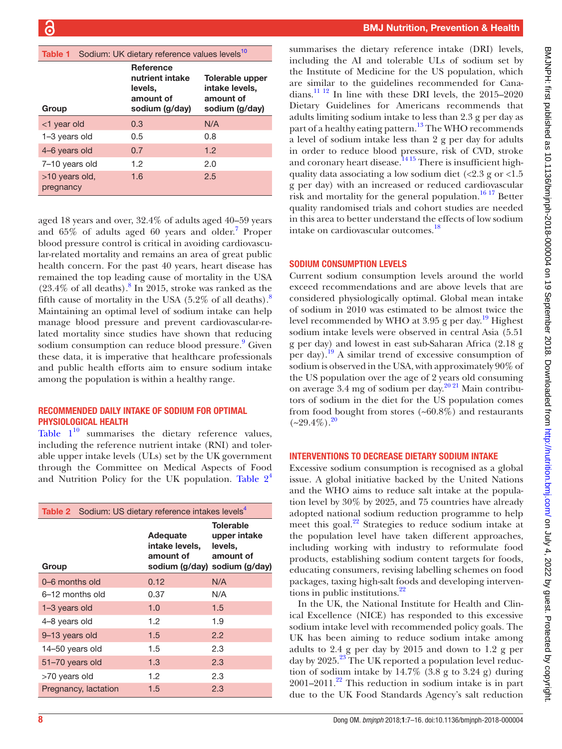Table 1 Sodium: UK dietary reference values levels[10]

| Group | Reference nutrient intake levels, amount of sodium (g/day) | Tolerable upper intake levels, amount of sodium (g/day) |
|---|---|---|
| <1 year old | 0.3 | N/A |
| 1–3 years old | 0.5 | 0.8 |
| 4–6 years old | 0.7 | 1.2 |
| 7–10 years old | 1.2 | 2.0 |
| >10 years old, pregnancy | 1.6 | 2.5 |

aged 18 years and over, 32.4% of adults aged 40–59 years and 65% of adults aged 60 years and older.[7] Proper blood pressure control is critical in avoiding cardiovascular-related mortality and remains an area of great public health concern. For the past 40 years, heart disease has remained the top leading cause of mortality in the USA (23.4% of all deaths).[8] In 2015, stroke was ranked as the fifth cause of mortality in the USA (5.2% of all deaths).[8] Maintaining an optimal level of sodium intake can help manage blood pressure and prevent cardiovascular-related mortality since studies have shown that reducing sodium consumption can reduce blood pressure.[9] Given these data, it is imperative that healthcare professionals and public health efforts aim to ensure sodium intake among the population is within a healthy range.

## RECOMMENDED DAILY INTAKE OF SODIUM FOR OPTIMAL PHYSIOLOGICAL HEALTH

Table 1[10] summarises the dietary reference values, including the reference nutrient intake (RNI) and tolerable upper intake levels (ULs) set by the UK government through the Committee on Medical Aspects of Food and Nutrition Policy for the UK population. Table 2[4] summarises the dietary reference intake (DRI) levels, including the AI and tolerable ULs of sodium set by the Institute of Medicine for the US population, which are similar to the guidelines recommended for Canadians.[11 12] In line with these DRI levels, the 2015–2020 Dietary Guidelines for Americans recommends that adults limiting sodium intake to less than 2.3 g per day as part of a healthy eating pattern.[13] The WHO recommends a level of sodium intake less than 2 g per day for adults in order to reduce blood pressure, risk of CVD, stroke and coronary heart disease.[14 15] There is insufficient high-quality data associating a low sodium diet (<2.3 g or <1.5 g per day) with an increased or reduced cardiovascular risk and mortality for the general population.[16 17] Better quality randomised trials and cohort studies are needed in this area to better understand the effects of low sodium intake on cardiovascular outcomes.[18]

Table 2 Sodium: US dietary reference intakes levels[4]

| Group | Adequate intake levels, amount of sodium (g/day) | Tolerable upper intake levels, amount of sodium (g/day) |
|---|---|---|
| 0–6 months old | 0.12 | N/A |
| 6–12 months old | 0.37 | N/A |
| 1–3 years old | 1.0 | 1.5 |
| 4–8 years old | 1.2 | 1.9 |
| 9–13 years old | 1.5 | 2.2 |
| 14–50 years old | 1.5 | 2.3 |
| 51–70 years old | 1.3 | 2.3 |
| >70 years old | 1.2 | 2.3 |
| Pregnancy, lactation | 1.5 | 2.3 |

## SODIUM CONSUMPTION LEVELS

Current sodium consumption levels around the world exceed recommendations and are above levels that are considered physiologically optimal. Global mean intake of sodium in 2010 was estimated to be almost twice the level recommended by WHO at 3.95 g per day.[19] Highest sodium intake levels were observed in central Asia (5.51 g per day) and lowest in east sub-Saharan Africa (2.18 g per day).[19] A similar trend of excessive consumption of sodium is observed in the USA, with approximately 90% of the US population over the age of 2 years old consuming on average 3.4 mg of sodium per day.[20 21] Main contributors of sodium in the diet for the US population comes from food bought from stores (~60.8%) and restaurants (~29.4%).[20]

## INTERVENTIONS TO DECREASE DIETARY SODIUM INTAKE

Excessive sodium consumption is recognised as a global issue. A global initiative backed by the United Nations and the WHO aims to reduce salt intake at the population level by 30% by 2025, and 75 countries have already adopted national sodium reduction programme to help meet this goal.[22] Strategies to reduce sodium intake at the population level have taken different approaches, including working with industry to reformulate food products, establishing sodium content targets for foods, educating consumers, revising labelling schemes on food packages, taxing high-salt foods and developing interventions in public institutions.[22]

In the UK, the National Institute for Health and Clinical Excellence (NICE) has responded to this excessive sodium intake level with recommended policy goals. The UK has been aiming to reduce sodium intake among adults to 2.4 g per day by 2015 and down to 1.2 g per day by 2025.[23] The UK reported a population level reduction of sodium intake by 14.7% (3.8 g to 3.24 g) during 2001–2011.[22] This reduction in sodium intake is in part due to the UK Food Standards Agency's salt reduction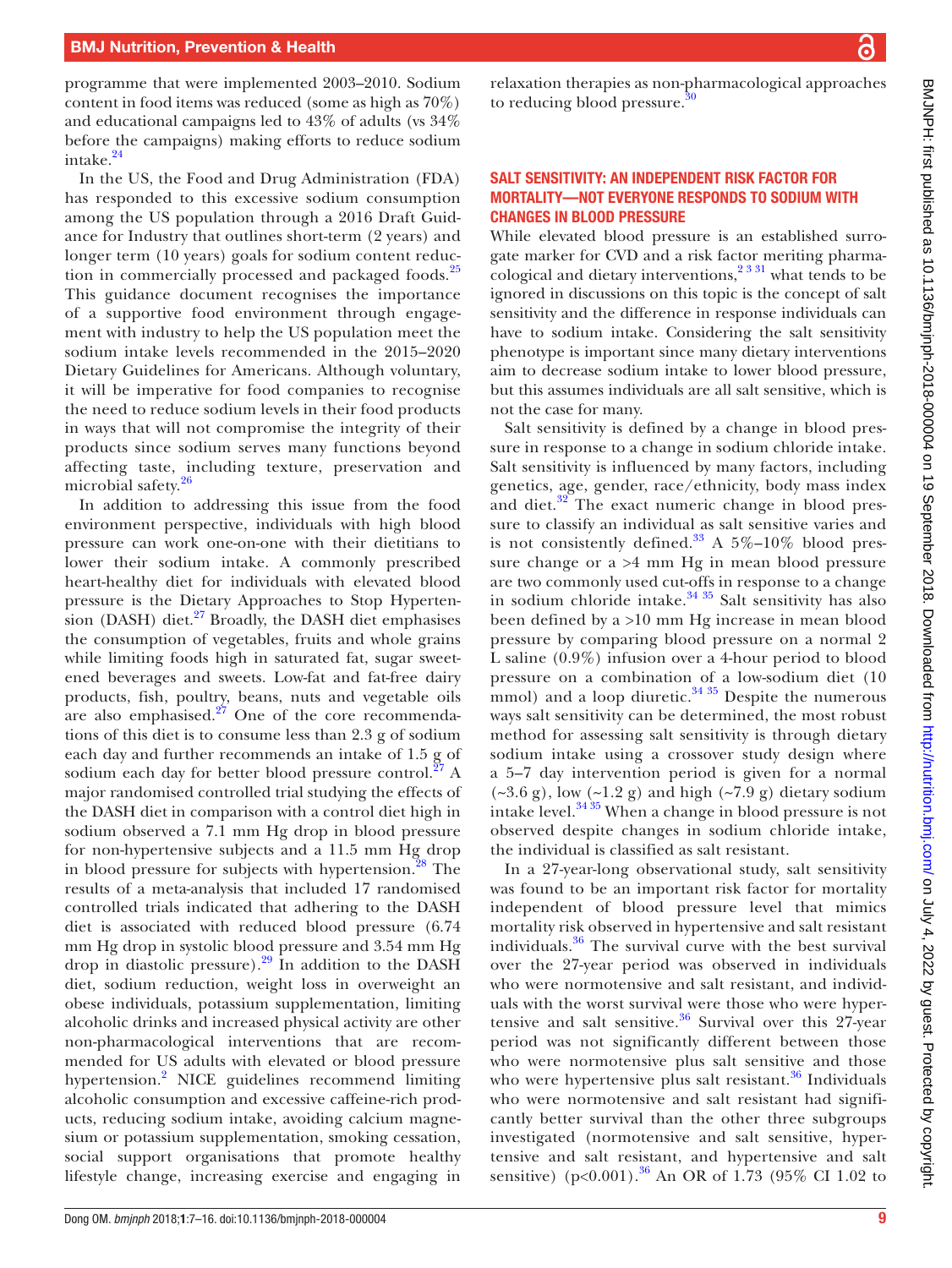programme that were implemented 2003–2010. Sodium content in food items was reduced (some as high as 70%) and educational campaigns led to 43% of adults (vs 34% before the campaigns) making efforts to reduce sodium intake.[24]

In the US, the Food and Drug Administration (FDA) has responded to this excessive sodium consumption among the US population through a 2016 Draft Guidance for Industry that outlines short-term (2 years) and longer term (10 years) goals for sodium content reduction in commercially processed and packaged foods.[25] This guidance document recognises the importance of a supportive food environment through engagement with industry to help the US population meet the sodium intake levels recommended in the 2015–2020 Dietary Guidelines for Americans. Although voluntary, it will be imperative for food companies to recognise the need to reduce sodium levels in their food products in ways that will not compromise the integrity of their products since sodium serves many functions beyond affecting taste, including texture, preservation and microbial safety.[26]

In addition to addressing this issue from the food environment perspective, individuals with high blood pressure can work one-on-one with their dietitians to lower their sodium intake. A commonly prescribed heart-healthy diet for individuals with elevated blood pressure is the Dietary Approaches to Stop Hypertension (DASH) diet.[27] Broadly, the DASH diet emphasises the consumption of vegetables, fruits and whole grains while limiting foods high in saturated fat, sugar sweetened beverages and sweets. Low-fat and fat-free dairy products, fish, poultry, beans, nuts and vegetable oils are also emphasised.[27] One of the core recommendations of this diet is to consume less than 2.3 g of sodium each day and further recommends an intake of 1.5 g of sodium each day for better blood pressure control.[27] A major randomised controlled trial studying the effects of the DASH diet in comparison with a control diet high in sodium observed a 7.1 mm Hg drop in blood pressure for non-hypertensive subjects and a 11.5 mm Hg drop in blood pressure for subjects with hypertension.[28] The results of a meta-analysis that included 17 randomised controlled trials indicated that adhering to the DASH diet is associated with reduced blood pressure (6.74 mm Hg drop in systolic blood pressure and 3.54 mm Hg drop in diastolic pressure).[29] In addition to the DASH diet, sodium reduction, weight loss in overweight an obese individuals, potassium supplementation, limiting alcoholic drinks and increased physical activity are other non-pharmacological interventions that are recommended for US adults with elevated or blood pressure hypertension.[2] NICE guidelines recommend limiting alcoholic consumption and excessive caffeine-rich products, reducing sodium intake, avoiding calcium magnesium or potassium supplementation, smoking cessation, social support organisations that promote healthy lifestyle change, increasing exercise and engaging in relaxation therapies as non-pharmacological approaches to reducing blood pressure.[30]

## SALT SENSITIVITY: AN INDEPENDENT RISK FACTOR FOR MORTALITY—NOT EVERYONE RESPONDS TO SODIUM WITH CHANGES IN BLOOD PRESSURE

While elevated blood pressure is an established surrogate marker for CVD and a risk factor meriting pharmacological and dietary interventions,[2,3,31] what tends to be ignored in discussions on this topic is the concept of salt sensitivity and the difference in response individuals can have to sodium intake. Considering the salt sensitivity phenotype is important since many dietary interventions aim to decrease sodium intake to lower blood pressure, but this assumes individuals are all salt sensitive, which is not the case for many.

Salt sensitivity is defined by a change in blood pressure in response to a change in sodium chloride intake. Salt sensitivity is influenced by many factors, including genetics, age, gender, race/ethnicity, body mass index and diet.[32] The exact numeric change in blood pressure to classify an individual as salt sensitive varies and is not consistently defined.[33] A 5%–10% blood pressure change or a >4 mm Hg in mean blood pressure are two commonly used cut-offs in response to a change in sodium chloride intake.[34,35] Salt sensitivity has also been defined by a >10 mm Hg increase in mean blood pressure by comparing blood pressure on a normal 2 L saline (0.9%) infusion over a 4-hour period to blood pressure on a combination of a low-sodium diet (10 mmol) and a loop diuretic.[34,35] Despite the numerous ways salt sensitivity can be determined, the most robust method for assessing salt sensitivity is through dietary sodium intake using a crossover study design where a 5–7 day intervention period is given for a normal (~3.6 g), low (~1.2 g) and high (~7.9 g) dietary sodium intake level.[34,35] When a change in blood pressure is not observed despite changes in sodium chloride intake, the individual is classified as salt resistant.

In a 27-year-long observational study, salt sensitivity was found to be an important risk factor for mortality independent of blood pressure level that mimics mortality risk observed in hypertensive and salt resistant individuals.[36] The survival curve with the best survival over the 27-year period was observed in individuals who were normotensive and salt resistant, and individuals with the worst survival were those who were hypertensive and salt sensitive.[36] Survival over this 27-year period was not significantly different between those who were normotensive plus salt sensitive and those who were hypertensive plus salt resistant.[36] Individuals who were normotensive and salt resistant had significantly better survival than the other three subgroups investigated (normotensive and salt sensitive, hypertensive and salt resistant, and hypertensive and salt sensitive) ($p<0.001$).[36] An OR of 1.73 (95% CI 1.02 to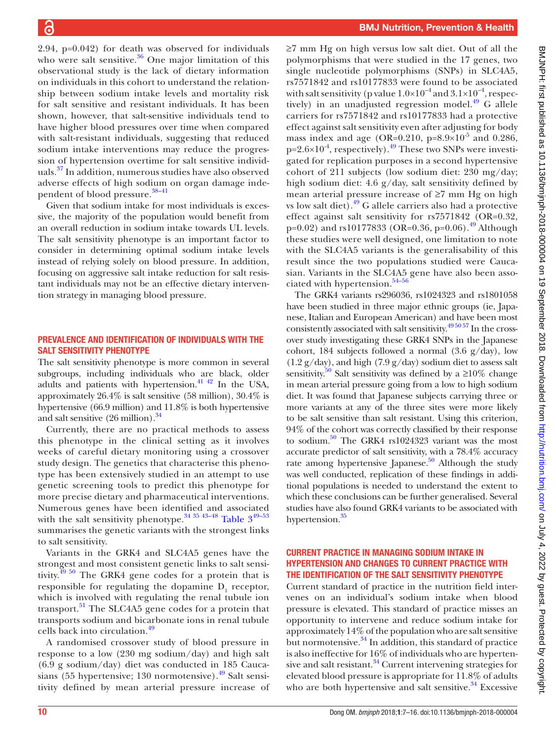2.94, p=0.042) for death was observed for individuals who were salt sensitive.[36] One major limitation of this observational study is the lack of dietary information on individuals in this cohort to understand the relationship between sodium intake levels and mortality risk for salt sensitive and resistant individuals. It has been shown, however, that salt-sensitive individuals tend to have higher blood pressures over time when compared with salt-resistant individuals, suggesting that reduced sodium intake interventions may reduce the progression of hypertension overtime for salt sensitive individuals.[37] In addition, numerous studies have also observed adverse effects of high sodium on organ damage independent of blood pressure.[38–41]

Given that sodium intake for most individuals is excessive, the majority of the population would benefit from an overall reduction in sodium intake towards UL levels. The salt sensitivity phenotype is an important factor to consider in determining optimal sodium intake levels instead of relying solely on blood pressure. In addition, focusing on aggressive salt intake reduction for salt resistant individuals may not be an effective dietary intervention strategy in managing blood pressure.

## PREVALENCE AND IDENTIFICATION OF INDIVIDUALS WITH THE SALT SENSITIVITY PHENOTYPE

The salt sensitivity phenotype is more common in several subgroups, including individuals who are black, older adults and patients with hypertension.[41 42] In the USA, approximately 26.4% is salt sensitive (58 million), 30.4% is hypertensive (66.9 million) and 11.8% is both hypertensive and salt sensitive (26 million).[34]

Currently, there are no practical methods to assess this phenotype in the clinical setting as it involves weeks of careful dietary monitoring using a crossover study design. The genetics that characterise this phenotype has been extensively studied in an attempt to use genetic screening tools to predict this phenotype for more precise dietary and pharmaceutical interventions. Numerous genes have been identified and associated with the salt sensitivity phenotype.[34 35 43–48] Table 3[49–53] summarises the genetic variants with the strongest links to salt sensitivity.

Variants in the GRK4 and SLC4A5 genes have the strongest and most consistent genetic links to salt sensitivity.[49 50] The GRK4 gene codes for a protein that is responsible for regulating the dopamine $D_1$ receptor, which is involved with regulating the renal tubule ion transport.[51] The SLC4A5 gene codes for a protein that transports sodium and bicarbonate ions in renal tubule cells back into circulation.[49]

A randomised crossover study of blood pressure in response to a low (230 mg sodium/day) and high salt (6.9 g sodium/day) diet was conducted in 185 Caucasians (55 hypertensive; 130 normotensive).[49] Salt sensitivity defined by mean arterial pressure increase of ≥7 mm Hg on high versus low salt diet. Out of all the polymorphisms that were studied in the 17 genes, two single nucleotide polymorphisms (SNPs) in SLC4A5, rs7571842 and rs10177833 were found to be associated with salt sensitivity (p value $1.0\times10^{-4}$ and $3.1\times10^{-4}$, respectively) in an unadjusted regression model.[49] G allele carriers for rs7571842 and rs10177833 had a protective effect against salt sensitivity even after adjusting for body mass index and age (OR=0.210, p=$8.9\times10^{-5}$ and 0.286, p=$2.6\times10^{-4}$, respectively).[49] These two SNPs were investigated for replication purposes in a second hypertensive cohort of 211 subjects (low sodium diet: 230 mg/day; high sodium diet: 4.6 g/day, salt sensitivity defined by mean arterial pressure increase of ≥7 mm Hg on high vs low salt diet).[49] G allele carriers also had a protective effect against salt sensitivity for rs7571842 (OR=0.32, p=0.02) and rs10177833 (OR=0.36, p=0.06).[49] Although these studies were well designed, one limitation to note with the SLC4A5 variants is the generalisability of this result since the two populations studied were Caucasian. Variants in the SLC4A5 gene have also been associated with hypertension.[54–56]

The GRK4 variants rs296036, rs1024323 and rs1801058 have been studied in three major ethnic groups (ie, Japanese, Italian and European American) and have been most consistently associated with salt sensitivity.[49 50 57] In the crossover study investigating these GRK4 SNPs in the Japanese cohort, 184 subjects followed a normal (3.6 g/day), low (1.2 g/day), and high (7.9 g/day) sodium diet to assess salt sensitivity.[50] Salt sensitivity was defined by a ≥10% change in mean arterial pressure going from a low to high sodium diet. It was found that Japanese subjects carrying three or more variants at any of the three sites were more likely to be salt sensitive than salt resistant. Using this criterion, 94% of the cohort was correctly classified by their response to sodium.[50] The GRK4 rs1024323 variant was the most accurate predictor of salt sensitivity, with a 78.4% accuracy rate among hypertensive Japanese.[50] Although the study was well conducted, replication of these findings in additional populations is needed to understand the extent to which these conclusions can be further generalised. Several studies have also found GRK4 variants to be associated with hypertension.[35]

## CURRENT PRACTICE IN MANAGING SODIUM INTAKE IN HYPERTENSION AND CHANGES TO CURRENT PRACTICE WITH THE IDENTIFICATION OF THE SALT SENSITIVITY PHENOTYPE

Current standard of practice in the nutrition field intervenes on an individual's sodium intake when blood pressure is elevated. This standard of practice misses an opportunity to intervene and reduce sodium intake for approximately 14% of the population who are salt sensitive but normotensive.[34] In addition, this standard of practice is also ineffective for 16% of individuals who are hypertensive and salt resistant.[34] Current intervening strategies for elevated blood pressure is appropriate for 11.8% of adults who are both hypertensive and salt sensitive.[34] Excessive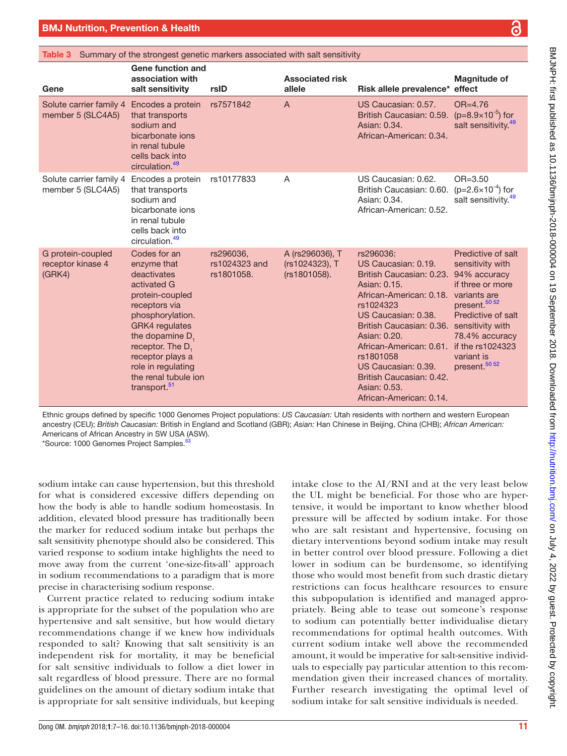Table 3 Summary of the strongest genetic markers associated with salt sensitivity

| Gene | Gene function and association with salt sensitivity | rsID | Associated risk allele | Risk allele prevalence* | Magnitude of effect |
|---|---|---|---|---|---|
| Solute carrier family 4 member 5 (SLC4A5) | Encodes a protein that transports sodium and bicarbonate ions in renal tubule cells back into circulation.[49] | rs7571842 | A | US Caucasian: 0.57. British Caucasian: 0.59. Asian: 0.34. African-American: 0.34. | OR=4.76 ($p=8.9\times10^{-5}$) for salt sensitivity.[49] |
| Solute carrier family 4 member 5 (SLC4A5) | Encodes a protein that transports sodium and bicarbonate ions in renal tubule cells back into circulation.[49] | rs10177833 | A | US Caucasian: 0.62. British Caucasian: 0.60. Asian: 0.34. African-American: 0.52. | OR=3.50 ($p=2.6\times10^{-4}$) for salt sensitivity.[49] |
| G protein-coupled receptor kinase 4 (GRK4) | Codes for an enzyme that deactivates activated G protein-coupled receptors via phosphorylation. GRK4 regulates the dopamine $D_1$ receptor. The $D_1$ receptor plays a role in regulating the renal tubule ion transport.[51] | rs296036, rs1024323 and rs1801058. | A (rs296036), T (rs1024323), T (rs1801058). | rs296036: US Caucasian: 0.19. British Caucasian: 0.23. Asian: 0.15. African-American: 0.18. rs1024323 US Caucasian: 0.38. British Caucasian: 0.36. Asian: 0.20. African-American: 0.61. rs1801058 US Caucasian: 0.39. British Caucasian: 0.42. Asian: 0.53. African-American: 0.14. | Predictive of salt sensitivity with 94% accuracy if three or more variants are present.[50 52] Predictive of salt sensitivity with 78.4% accuracy if the rs1024323 variant is present.[50 52] |

Ethnic groups defined by specific 1000 Genomes Project populations: *US Caucasian:* Utah residents with northern and western European ancestry (CEU); *British Caucasian:* British in England and Scotland (GBR); *Asian:* Han Chinese in Beijing, China (CHB); *African American:* Americans of African Ancestry in SW USA (ASW).
*Source: 1000 Genomes Project Samples.[53]

sodium intake can cause hypertension, but this threshold for what is considered excessive differs depending on how the body is able to handle sodium homeostasis. In addition, elevated blood pressure has traditionally been the marker for reduced sodium intake but perhaps the salt sensitivity phenotype should also be considered. This varied response to sodium intake highlights the need to move away from the current 'one-size-fits-all' approach in sodium recommendations to a paradigm that is more precise in characterising sodium response.

Current practice related to reducing sodium intake is appropriate for the subset of the population who are hypertensive and salt sensitive, but how would dietary recommendations change if we knew how individuals responded to salt? Knowing that salt sensitivity is an independent risk for mortality, it may be beneficial for salt sensitive individuals to follow a diet lower in salt regardless of blood pressure. There are no formal guidelines on the amount of dietary sodium intake that is appropriate for salt sensitive individuals, but keeping intake close to the AI/RNI and at the very least below the UL might be beneficial. For those who are hypertensive, it would be important to know whether blood pressure will be affected by sodium intake. For those who are salt resistant and hypertensive, focusing on dietary interventions beyond sodium intake may result in better control over blood pressure. Following a diet lower in sodium can be burdensome, so identifying those who would most benefit from such drastic dietary restrictions can focus healthcare resources to ensure this subpopulation is identified and managed appropriately. Being able to tease out someone's response to sodium can potentially better individualise dietary recommendations for optimal health outcomes. With current sodium intake well above the recommended amount, it would be imperative for salt-sensitive individuals to especially pay particular attention to this recommendation given their increased chances of mortality. Further research investigating the optimal level of sodium intake for salt sensitive individuals is needed.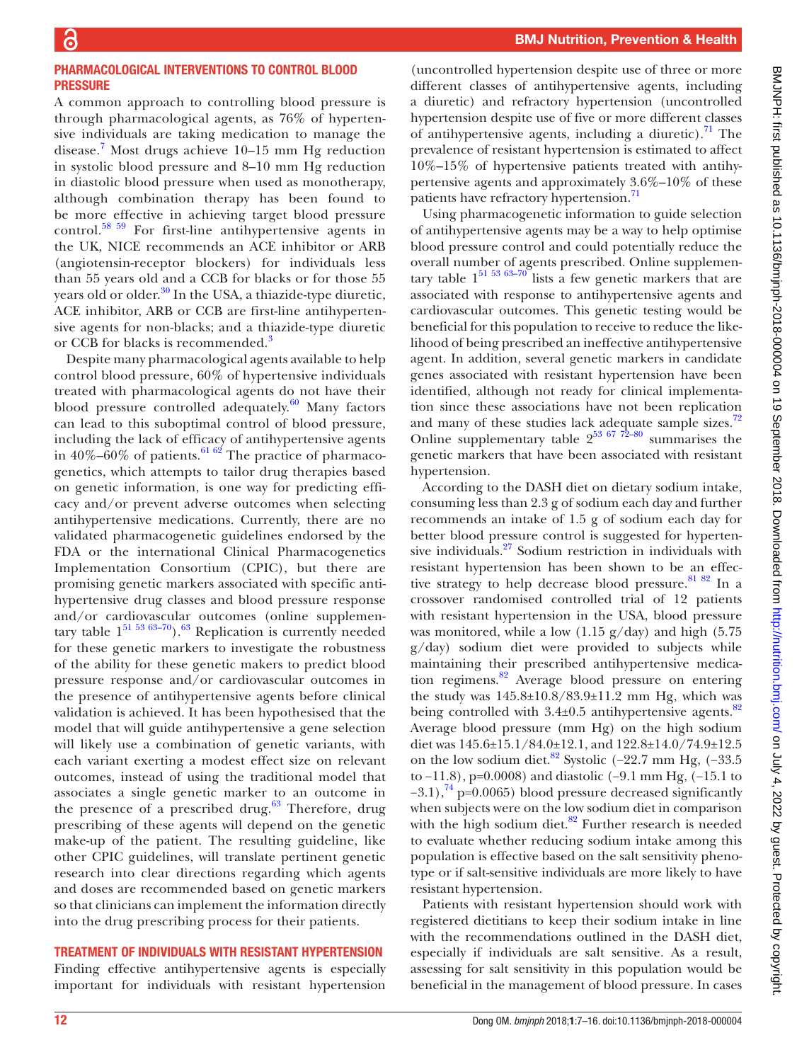## PHARMACOLOGICAL INTERVENTIONS TO CONTROL BLOOD PRESSURE

A common approach to controlling blood pressure is through pharmacological agents, as 76% of hypertensive individuals are taking medication to manage the disease.[7] Most drugs achieve 10–15 mm Hg reduction in systolic blood pressure and 8–10 mm Hg reduction in diastolic blood pressure when used as monotherapy, although combination therapy has been found to be more effective in achieving target blood pressure control.[58 59] For first-line antihypertensive agents in the UK, NICE recommends an ACE inhibitor or ARB (angiotensin-receptor blockers) for individuals less than 55 years old and a CCB for blacks or for those 55 years old or older.[30] In the USA, a thiazide-type diuretic, ACE inhibitor, ARB or CCB are first-line antihypertensive agents for non-blacks; and a thiazide-type diuretic or CCB for blacks is recommended.[3]

Despite many pharmacological agents available to help control blood pressure, 60% of hypertensive individuals treated with pharmacological agents do not have their blood pressure controlled adequately.[60] Many factors can lead to this suboptimal control of blood pressure, including the lack of efficacy of antihypertensive agents in 40%–60% of patients.[61 62] The practice of pharmacogenetics, which attempts to tailor drug therapies based on genetic information, is one way for predicting efficacy and/or prevent adverse outcomes when selecting antihypertensive medications. Currently, there are no validated pharmacogenetic guidelines endorsed by the FDA or the international Clinical Pharmacogenetics Implementation Consortium (CPIC), but there are promising genetic markers associated with specific antihypertensive drug classes and blood pressure response and/or cardiovascular outcomes (online supplementary table 1[51 53 63–70]).[63] Replication is currently needed for these genetic markers to investigate the robustness of the ability for these genetic makers to predict blood pressure response and/or cardiovascular outcomes in the presence of antihypertensive agents before clinical validation is achieved. It has been hypothesised that the model that will guide antihypertensive a gene selection will likely use a combination of genetic variants, with each variant exerting a modest effect size on relevant outcomes, instead of using the traditional model that associates a single genetic marker to an outcome in the presence of a prescribed drug.[63] Therefore, drug prescribing of these agents will depend on the genetic make-up of the patient. The resulting guideline, like other CPIC guidelines, will translate pertinent genetic research into clear directions regarding which agents and doses are recommended based on genetic markers so that clinicians can implement the information directly into the drug prescribing process for their patients.

## TREATMENT OF INDIVIDUALS WITH RESISTANT HYPERTENSION

Finding effective antihypertensive agents is especially important for individuals with resistant hypertension (uncontrolled hypertension despite use of three or more different classes of antihypertensive agents, including a diuretic) and refractory hypertension (uncontrolled hypertension despite use of five or more different classes of antihypertensive agents, including a diuretic).[71] The prevalence of resistant hypertension is estimated to affect 10%–15% of hypertensive patients treated with antihypertensive agents and approximately 3.6%–10% of these patients have refractory hypertension.[71]

Using pharmacogenetic information to guide selection of antihypertensive agents may be a way to help optimise blood pressure control and could potentially reduce the overall number of agents prescribed. Online supplementary table 1[51 53 63–70] lists a few genetic markers that are associated with response to antihypertensive agents and cardiovascular outcomes. This genetic testing would be beneficial for this population to receive to reduce the likelihood of being prescribed an ineffective antihypertensive agent. In addition, several genetic markers in candidate genes associated with resistant hypertension have been identified, although not ready for clinical implementation since these associations have not been replication and many of these studies lack adequate sample sizes.[72] Online supplementary table 2[53 67 72–80] summarises the genetic markers that have been associated with resistant hypertension.

According to the DASH diet on dietary sodium intake, consuming less than 2.3 g of sodium each day and further recommends an intake of 1.5 g of sodium each day for better blood pressure control is suggested for hypertensive individuals.[27] Sodium restriction in individuals with resistant hypertension has been shown to be an effective strategy to help decrease blood pressure.[81 82] In a crossover randomised controlled trial of 12 patients with resistant hypertension in the USA, blood pressure was monitored, while a low (1.15 g/day) and high (5.75 g/day) sodium diet were provided to subjects while maintaining their prescribed antihypertensive medication regimens.[82] Average blood pressure on entering the study was 145.8±10.8/83.9±11.2 mm Hg, which was being controlled with 3.4±0.5 antihypertensive agents.[82] Average blood pressure (mm Hg) on the high sodium diet was 145.6±15.1/84.0±12.1, and 122.8±14.0/74.9±12.5 on the low sodium diet.[82] Systolic (−22.7 mm Hg, (−33.5 to −11.8), p=0.0008) and diastolic (−9.1 mm Hg, (−15.1 to −3.1),[74] p=0.0065) blood pressure decreased significantly when subjects were on the low sodium diet in comparison with the high sodium diet.[82] Further research is needed to evaluate whether reducing sodium intake among this population is effective based on the salt sensitivity phenotype or if salt-sensitive individuals are more likely to have resistant hypertension.

Patients with resistant hypertension should work with registered dietitians to keep their sodium intake in line with the recommendations outlined in the DASH diet, especially if individuals are salt sensitive. As a result, assessing for salt sensitivity in this population would be beneficial in the management of blood pressure. In cases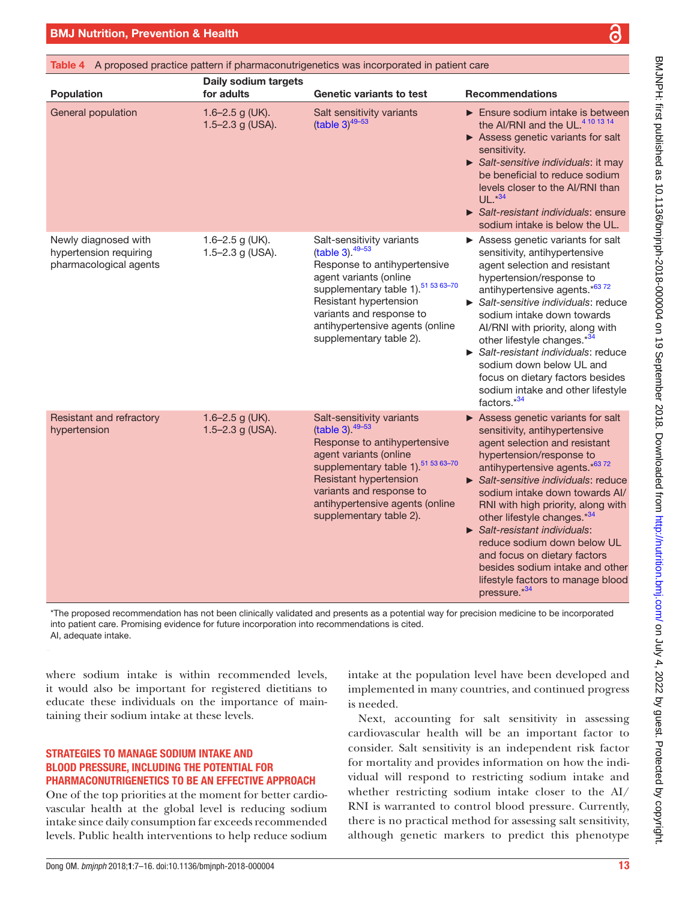Table 4 A proposed practice pattern if pharmaconutrigenetics was incorporated in patient care

| Population | Daily sodium targets for adults | Genetic variants to test | Recommendations |
|---|---|---|---|
| General population | 1.6–2.5 g (UK). 1.5–2.3 g (USA). | Salt sensitivity variants (table 3)[49–53] | ► Ensure sodium intake is between the AI/RNI and the UL.[4 10 13 14] ► Assess genetic variants for salt sensitivity. ► *Salt-sensitive individuals*: it may be beneficial to reduce sodium levels closer to the AI/RNI than UL.*[34] ► *Salt-resistant individuals*: ensure sodium intake is below the UL. |
| Newly diagnosed with hypertension requiring pharmacological agents | 1.6–2.5 g (UK). 1.5–2.3 g (USA). | Salt-sensitivity variants (table 3).[49–53] Response to antihypertensive agent variants (online supplementary table 1).[51 53 63–70] Resistant hypertension variants and response to antihypertensive agents (online supplementary table 2). | ► Assess genetic variants for salt sensitivity, antihypertensive agent selection and resistant hypertension/response to antihypertensive agents.*[63 72] ► *Salt-sensitive individuals*: reduce sodium intake down towards AI/RNI with priority, along with other lifestyle changes.*[34] ► *Salt-resistant individuals*: reduce sodium down below UL and focus on dietary factors besides sodium intake and other lifestyle factors.*[34] |
| Resistant and refractory hypertension | 1.6–2.5 g (UK). 1.5–2.3 g (USA). | Salt-sensitivity variants (table 3).[49–53] Response to antihypertensive agent variants (online supplementary table 1).[51 53 63–70] Resistant hypertension variants and response to antihypertensive agents (online supplementary table 2). | ► Assess genetic variants for salt sensitivity, antihypertensive agent selection and resistant hypertension/response to antihypertensive agents.*[63 72] ► *Salt-sensitive individuals*: reduce sodium intake down towards AI/RNI with high priority, along with other lifestyle changes.*[34] ► *Salt-resistant individuals*: reduce sodium down below UL and focus on dietary factors besides sodium intake and other lifestyle factors to manage blood pressure.*[34] |

*The proposed recommendation has not been clinically validated and presents as a potential way for precision medicine to be incorporated into patient care. Promising evidence for future incorporation into recommendations is cited.
AI, adequate intake.

where sodium intake is within recommended levels, it would also be important for registered dietitians to educate these individuals on the importance of maintaining their sodium intake at these levels.

## STRATEGIES TO MANAGE SODIUM INTAKE AND BLOOD PRESSURE, INCLUDING THE POTENTIAL FOR PHARMACONUTRIGENETICS TO BE AN EFFECTIVE APPROACH

One of the top priorities at the moment for better cardiovascular health at the global level is reducing sodium intake since daily consumption far exceeds recommended levels. Public health interventions to help reduce sodium intake at the population level have been developed and implemented in many countries, and continued progress is needed.

Next, accounting for salt sensitivity in assessing cardiovascular health will be an important factor to consider. Salt sensitivity is an independent risk factor for mortality and provides information on how the individual will respond to restricting sodium intake and whether restricting sodium intake closer to the AI/RNI is warranted to control blood pressure. Currently, there is no practical method for assessing salt sensitivity, although genetic markers to predict this phenotype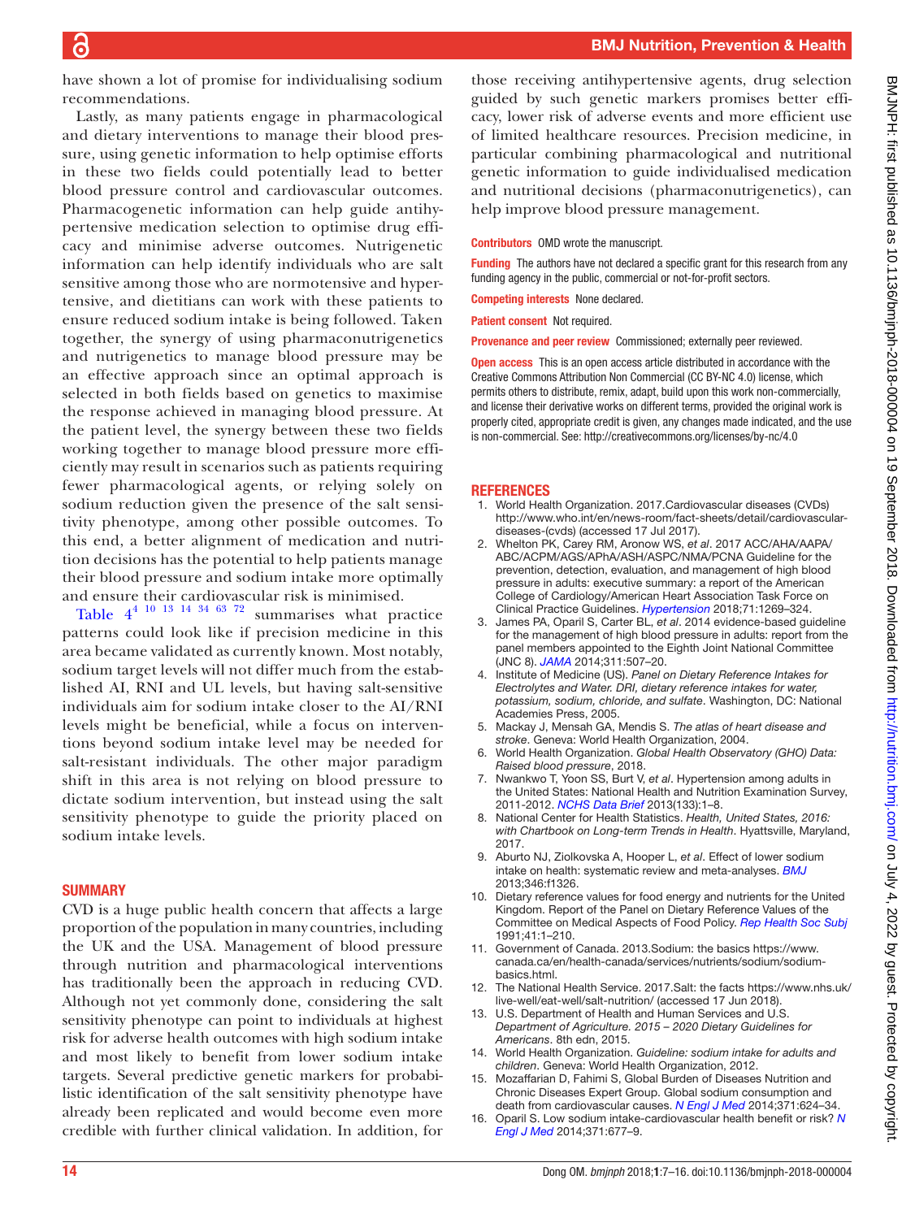have shown a lot of promise for individualising sodium recommendations.

Lastly, as many patients engage in pharmacological and dietary interventions to manage their blood pressure, using genetic information to help optimise efforts in these two fields could potentially lead to better blood pressure control and cardiovascular outcomes. Pharmacogenetic information can help guide antihypertensive medication selection to optimise drug efficacy and minimise adverse outcomes. Nutrigenetic information can help identify individuals who are salt sensitive among those who are normotensive and hypertensive, and dietitians can work with these patients to ensure reduced sodium intake is being followed. Taken together, the synergy of using pharmaconutrigenetics and nutrigenetics to manage blood pressure may be an effective approach since an optimal approach is selected in both fields based on genetics to maximise the response achieved in managing blood pressure. At the patient level, the synergy between these two fields working together to manage blood pressure more efficiently may result in scenarios such as patients requiring fewer pharmacological agents, or relying solely on sodium reduction given the presence of the salt sensitivity phenotype, among other possible outcomes. To this end, a better alignment of medication and nutrition decisions has the potential to help patients manage their blood pressure and sodium intake more optimally and ensure their cardiovascular risk is minimised.

Table 4[4 10 13 14 34 63 72] summarises what practice patterns could look like if precision medicine in this area became validated as currently known. Most notably, sodium target levels will not differ much from the established AI, RNI and UL levels, but having salt-sensitive individuals aim for sodium intake closer to the AI/RNI levels might be beneficial, while a focus on interventions beyond sodium intake level may be needed for salt-resistant individuals. The other major paradigm shift in this area is not relying on blood pressure to dictate sodium intervention, but instead using the salt sensitivity phenotype to guide the priority placed on sodium intake levels.

## SUMMARY

CVD is a huge public health concern that affects a large proportion of the population in many countries, including the UK and the USA. Management of blood pressure through nutrition and pharmacological interventions has traditionally been the approach in reducing CVD. Although not yet commonly done, considering the salt sensitivity phenotype can point to individuals at highest risk for adverse health outcomes with high sodium intake and most likely to benefit from lower sodium intake targets. Several predictive genetic markers for probabilistic identification of the salt sensitivity phenotype have already been replicated and would become even more credible with further clinical validation. In addition, for those receiving antihypertensive agents, drug selection guided by such genetic markers promises better efficacy, lower risk of adverse events and more efficient use of limited healthcare resources. Precision medicine, in particular combining pharmacological and nutritional genetic information to guide individualised medication and nutritional decisions (pharmaconutrigenetics), can help improve blood pressure management.

**Contributors** OMD wrote the manuscript.

**Funding** The authors have not declared a specific grant for this research from any funding agency in the public, commercial or not-for-profit sectors.

**Competing interests** None declared.

**Patient consent** Not required.

**Provenance and peer review** Commissioned; externally peer reviewed.

**Open access** This is an open access article distributed in accordance with the Creative Commons Attribution Non Commercial (CC BY-NC 4.0) license, which permits others to distribute, remix, adapt, build upon this work non-commercially, and license their derivative works on different terms, provided the original work is properly cited, appropriate credit is given, any changes made indicated, and the use is non-commercial. See: http://creativecommons.org/licenses/by-nc/4.0

## REFERENCES

1. World Health Organization. 2017.Cardiovascular diseases (CVDs) http://www.who.int/en/news-room/fact-sheets/detail/cardiovascular-diseases-(cvds) (accessed 17 Jul 2017).
2. Whelton PK, Carey RM, Aronow WS, *et al*. 2017 ACC/AHA/AAPA/ABC/ACPM/AGS/APhA/ASH/ASPC/NMA/PCNA Guideline for the prevention, detection, evaluation, and management of high blood pressure in adults: executive summary: a report of the American College of Cardiology/American Heart Association Task Force on Clinical Practice Guidelines. *Hypertension* 2018;71:1269–324.
3. James PA, Oparil S, Carter BL, *et al*. 2014 evidence-based guideline for the management of high blood pressure in adults: report from the panel members appointed to the Eighth Joint National Committee (JNC 8). *JAMA* 2014;311:507–20.
4. Institute of Medicine (US). *Panel on Dietary Reference Intakes for Electrolytes and Water. DRI, dietary reference intakes for water, potassium, sodium, chloride, and sulfate*. Washington, DC: National Academies Press, 2005.
5. Mackay J, Mensah GA, Mendis S. *The atlas of heart disease and stroke*. Geneva: World Health Organization, 2004.
6. World Health Organization. *Global Health Observatory (GHO) Data: Raised blood pressure*, 2018.
7. Nwankwo T, Yoon SS, Burt V, *et al*. Hypertension among adults in the United States: National Health and Nutrition Examination Survey, 2011-2012. *NCHS Data Brief* 2013(133):1–8.
8. National Center for Health Statistics. *Health, United States, 2016: with Chartbook on Long-term Trends in Health*. Hyattsville, Maryland, 2017.
9. Aburto NJ, Ziolkovska A, Hooper L, *et al*. Effect of lower sodium intake on health: systematic review and meta-analyses. *BMJ* 2013;346:f1326.
10. Dietary reference values for food energy and nutrients for the United Kingdom. Report of the Panel on Dietary Reference Values of the Committee on Medical Aspects of Food Policy. *Rep Health Soc Subj* 1991;41:1–210.
11. Government of Canada. 2013.Sodium: the basics https://www.canada.ca/en/health-canada/services/nutrients/sodium/sodium-basics.html.
12. The National Health Service. 2017.Salt: the facts https://www.nhs.uk/live-well/eat-well/salt-nutrition/ (accessed 17 Jun 2018).
13. U.S. Department of Health and Human Services and U.S. *Department of Agriculture. 2015 – 2020 Dietary Guidelines for Americans*. 8th edn, 2015.
14. World Health Organization. *Guideline: sodium intake for adults and children*. Geneva: World Health Organization, 2012.
15. Mozaffarian D, Fahimi S, Global Burden of Diseases Nutrition and Chronic Diseases Expert Group. Global sodium consumption and death from cardiovascular causes. *N Engl J Med* 2014;371:624–34.
16. Oparil S. Low sodium intake-cardiovascular health benefit or risk? *N Engl J Med* 2014;371:677–9.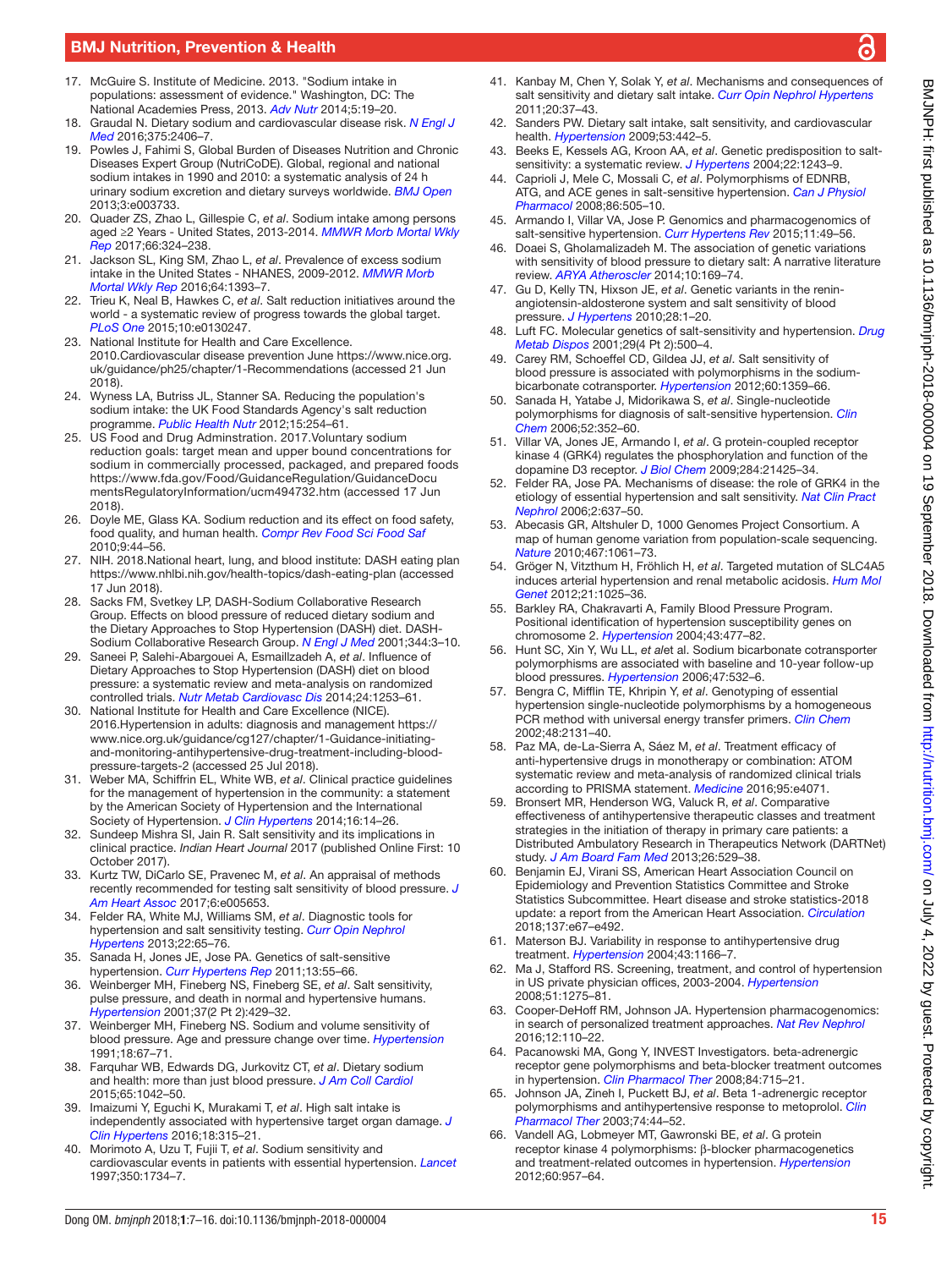17. McGuire S. Institute of Medicine. 2013. "Sodium intake in populations: assessment of evidence." Washington, DC: The National Academies Press, 2013. *Adv Nutr* 2014;5:19–20.
18. Graudal N. Dietary sodium and cardiovascular disease risk. *N Engl J Med* 2016;375:2406–7.
19. Powles J, Fahimi S, Global Burden of Diseases Nutrition and Chronic Diseases Expert Group (NutriCoDE). Global, regional and national sodium intakes in 1990 and 2010: a systematic analysis of 24 h urinary sodium excretion and dietary surveys worldwide. *BMJ Open* 2013;3:e003733.
20. Quader ZS, Zhao L, Gillespie C, *et al*. Sodium intake among persons aged ≥2 Years - United States, 2013-2014. *MMWR Morb Mortal Wkly Rep* 2017;66:324–238.
21. Jackson SL, King SM, Zhao L, *et al*. Prevalence of excess sodium intake in the United States - NHANES, 2009-2012. *MMWR Morb Mortal Wkly Rep* 2016;64:1393–7.
22. Trieu K, Neal B, Hawkes C, *et al*. Salt reduction initiatives around the world - a systematic review of progress towards the global target. *PLoS One* 2015;10:e0130247.
23. National Institute for Health and Care Excellence. 2010.Cardiovascular disease prevention June https://www.nice.org.uk/guidance/ph25/chapter/1-Recommendations (accessed 21 Jun 2018).
24. Wyness LA, Butriss JL, Stanner SA. Reducing the population's sodium intake: the UK Food Standards Agency's salt reduction programme. *Public Health Nutr* 2012;15:254–61.
25. US Food and Drug Adminstration. 2017.Voluntary sodium reduction goals: target mean and upper bound concentrations for sodium in commercially processed, packaged, and prepared foods https://www.fda.gov/Food/GuidanceRegulation/GuidanceDocumentsRegulatoryInformation/ucm494732.htm (accessed 17 Jun 2018).
26. Doyle ME, Glass KA. Sodium reduction and its effect on food safety, food quality, and human health. *Compr Rev Food Sci Food Saf* 2010;9:44–56.
27. NIH. 2018.National heart, lung, and blood institute: DASH eating plan https://www.nhlbi.nih.gov/health-topics/dash-eating-plan (accessed 17 Jun 2018).
28. Sacks FM, Svetkey LP, DASH-Sodium Collaborative Research Group. Effects on blood pressure of reduced dietary sodium and the Dietary Approaches to Stop Hypertension (DASH) diet. DASH-Sodium Collaborative Research Group. *N Engl J Med* 2001;344:3–10.
29. Saneei P, Salehi-Abargouei A, Esmaillzadeh A, *et al*. Influence of Dietary Approaches to Stop Hypertension (DASH) diet on blood pressure: a systematic review and meta-analysis on randomized controlled trials. *Nutr Metab Cardiovasc Dis* 2014;24:1253–61.
30. National Institute for Health and Care Excellence (NICE). 2016.Hypertension in adults: diagnosis and management https://www.nice.org.uk/guidance/cg127/chapter/1-Guidance-initiating-and-monitoring-antihypertensive-drug-treatment-including-blood-pressure-targets-2 (accessed 25 Jul 2018).
31. Weber MA, Schiffrin EL, White WB, *et al*. Clinical practice guidelines for the management of hypertension in the community: a statement by the American Society of Hypertension and the International Society of Hypertension. *J Clin Hypertens* 2014;16:14–26.
32. Sundeep Mishra SI, Jain R. Salt sensitivity and its implications in clinical practice. *Indian Heart Journal* 2017 (published Online First: 10 October 2017).
33. Kurtz TW, DiCarlo SE, Pravenec M, *et al*. An appraisal of methods recently recommended for testing salt sensitivity of blood pressure. *J Am Heart Assoc* 2017;6:e005653.
34. Felder RA, White MJ, Williams SM, *et al*. Diagnostic tools for hypertension and salt sensitivity testing. *Curr Opin Nephrol Hypertens* 2013;22:65–76.
35. Sanada H, Jones JE, Jose PA. Genetics of salt-sensitive hypertension. *Curr Hypertens Rep* 2011;13:55–66.
36. Weinberger MH, Fineberg NS, Fineberg SE, *et al*. Salt sensitivity, pulse pressure, and death in normal and hypertensive humans. *Hypertension* 2001;37(2 Pt 2):429–32.
37. Weinberger MH, Fineberg NS. Sodium and volume sensitivity of blood pressure. Age and pressure change over time. *Hypertension* 1991;18:67–71.
38. Farquhar WB, Edwards DG, Jurkovitz CT, *et al*. Dietary sodium and health: more than just blood pressure. *J Am Coll Cardiol* 2015;65:1042–50.
39. Imaizumi Y, Eguchi K, Murakami T, *et al*. High salt intake is independently associated with hypertensive target organ damage. *J Clin Hypertens* 2016;18:315–21.
40. Morimoto A, Uzu T, Fujii T, *et al*. Sodium sensitivity and cardiovascular events in patients with essential hypertension. *Lancet* 1997;350:1734–7.
41. Kanbay M, Chen Y, Solak Y, *et al*. Mechanisms and consequences of salt sensitivity and dietary salt intake. *Curr Opin Nephrol Hypertens* 2011;20:37–43.
42. Sanders PW. Dietary salt intake, salt sensitivity, and cardiovascular health. *Hypertension* 2009;53:442–5.
43. Beeks E, Kessels AG, Kroon AA, *et al*. Genetic predisposition to salt-sensitivity: a systematic review. *J Hypertens* 2004;22:1243–9.
44. Caprioli J, Mele C, Mossali C, *et al*. Polymorphisms of EDNRB, ATG, and ACE genes in salt-sensitive hypertension. *Can J Physiol Pharmacol* 2008;86:505–10.
45. Armando I, Villar VA, Jose P. Genomics and pharmacogenomics of salt-sensitive hypertension. *Curr Hypertens Rev* 2015;11:49–56.
46. Doaei S, Gholamalizadeh M. The association of genetic variations with sensitivity of blood pressure to dietary salt: A narrative literature review. *ARYA Atheroscler* 2014;10:169–74.
47. Gu D, Kelly TN, Hixson JE, *et al*. Genetic variants in the renin-angiotensin-aldosterone system and salt sensitivity of blood pressure. *J Hypertens* 2010;28:1–20.
48. Luft FC. Molecular genetics of salt-sensitivity and hypertension. *Drug Metab Dispos* 2001;29(4 Pt 2):500–4.
49. Carey RM, Schoeffel CD, Gildea JJ, *et al*. Salt sensitivity of blood pressure is associated with polymorphisms in the sodium-bicarbonate cotransporter. *Hypertension* 2012;60:1359–66.
50. Sanada H, Yatabe J, Midorikawa S, *et al*. Single-nucleotide polymorphisms for diagnosis of salt-sensitive hypertension. *Clin Chem* 2006;52:352–60.
51. Villar VA, Jones JE, Armando I, *et al*. G protein-coupled receptor kinase 4 (GRK4) regulates the phosphorylation and function of the dopamine D3 receptor. *J Biol Chem* 2009;284:21425–34.
52. Felder RA, Jose PA. Mechanisms of disease: the role of GRK4 in the etiology of essential hypertension and salt sensitivity. *Nat Clin Pract Nephrol* 2006;2:637–50.
53. Abecasis GR, Altshuler D, 1000 Genomes Project Consortium. A map of human genome variation from population-scale sequencing. *Nature* 2010;467:1061–73.
54. Gröger N, Vitzthum H, Fröhlich H, *et al*. Targeted mutation of SLC4A5 induces arterial hypertension and renal metabolic acidosis. *Hum Mol Genet* 2012;21:1025–36.
55. Barkley RA, Chakravarti A, Family Blood Pressure Program. Positional identification of hypertension susceptibility genes on chromosome 2. *Hypertension* 2004;43:477–82.
56. Hunt SC, Xin Y, Wu LL, *et al*et al. Sodium bicarbonate cotransporter polymorphisms are associated with baseline and 10-year follow-up blood pressures. *Hypertension* 2006;47:532–6.
57. Bengra C, Mifflin TE, Khripin Y, *et al*. Genotyping of essential hypertension single-nucleotide polymorphisms by a homogeneous PCR method with universal energy transfer primers. *Clin Chem* 2002;48:2131–40.
58. Paz MA, de-La-Sierra A, Sáez M, *et al*. Treatment efficacy of anti-hypertensive drugs in monotherapy or combination: ATOM systematic review and meta-analysis of randomized clinical trials according to PRISMA statement. *Medicine* 2016;95:e4071.
59. Bronsert MR, Henderson WG, Valuck R, *et al*. Comparative effectiveness of antihypertensive therapeutic classes and treatment strategies in the initiation of therapy in primary care patients: a Distributed Ambulatory Research in Therapeutics Network (DARTNet) study. *J Am Board Fam Med* 2013;26:529–38.
60. Benjamin EJ, Virani SS, American Heart Association Council on Epidemiology and Prevention Statistics Committee and Stroke Statistics Subcommittee. Heart disease and stroke statistics-2018 update: a report from the American Heart Association. *Circulation* 2018;137:e67–e492.
61. Materson BJ. Variability in response to antihypertensive drug treatment. *Hypertension* 2004;43:1166–7.
62. Ma J, Stafford RS. Screening, treatment, and control of hypertension in US private physician offices, 2003-2004. *Hypertension* 2008;51:1275–81.
63. Cooper-DeHoff RM, Johnson JA. Hypertension pharmacogenomics: in search of personalized treatment approaches. *Nat Rev Nephrol* 2016;12:110–22.
64. Pacanowski MA, Gong Y, INVEST Investigators. beta-adrenergic receptor gene polymorphisms and beta-blocker treatment outcomes in hypertension. *Clin Pharmacol Ther* 2008;84:715–21.
65. Johnson JA, Zineh I, Puckett BJ, *et al*. Beta 1-adrenergic receptor polymorphisms and antihypertensive response to metoprolol. *Clin Pharmacol Ther* 2003;74:44–52.
66. Vandell AG, Lobmeyer MT, Gawronski BE, *et al*. G protein receptor kinase 4 polymorphisms: β-blocker pharmacogenetics and treatment-related outcomes in hypertension. *Hypertension* 2012;60:957–64.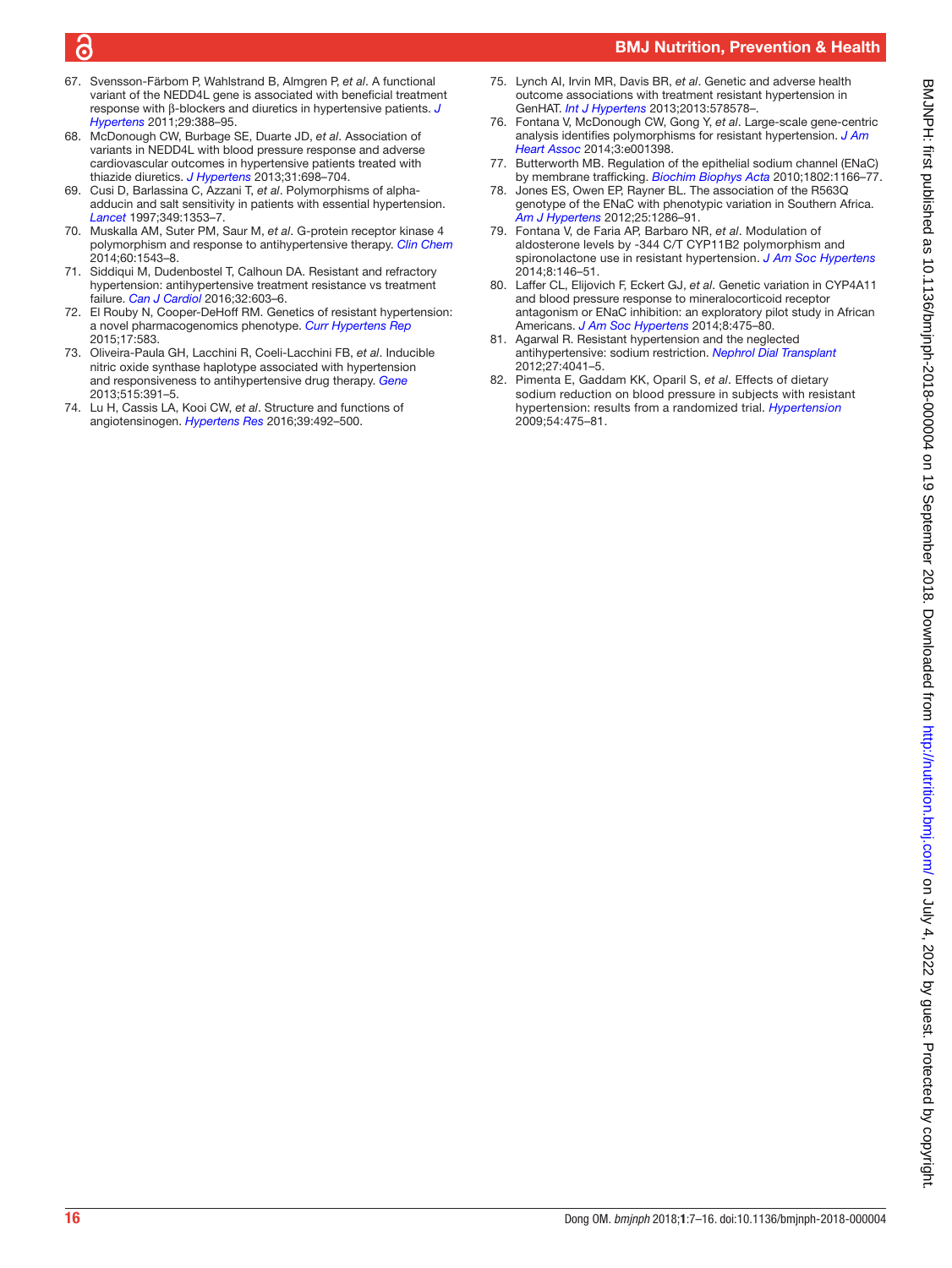67. Svensson-Färbom P, Wahlstrand B, Almgren P, *et al*. A functional variant of the NEDD4L gene is associated with beneficial treatment response with β-blockers and diuretics in hypertensive patients. *J Hypertens* 2011;29:388–95.
68. McDonough CW, Burbage SE, Duarte JD, *et al*. Association of variants in NEDD4L with blood pressure response and adverse cardiovascular outcomes in hypertensive patients treated with thiazide diuretics. *J Hypertens* 2013;31:698–704.
69. Cusi D, Barlassina C, Azzani T, *et al*. Polymorphisms of alpha-adducin and salt sensitivity in patients with essential hypertension. *Lancet* 1997;349:1353–7.
70. Muskalla AM, Suter PM, Saur M, *et al*. G-protein receptor kinase 4 polymorphism and response to antihypertensive therapy. *Clin Chem* 2014;60:1543–8.
71. Siddiqui M, Dudenbostel T, Calhoun DA. Resistant and refractory hypertension: antihypertensive treatment resistance vs treatment failure. *Can J Cardiol* 2016;32:603–6.
72. El Rouby N, Cooper-DeHoff RM. Genetics of resistant hypertension: a novel pharmacogenomics phenotype. *Curr Hypertens Rep* 2015;17:583.
73. Oliveira-Paula GH, Lacchini R, Coeli-Lacchini FB, *et al*. Inducible nitric oxide synthase haplotype associated with hypertension and responsiveness to antihypertensive drug therapy. *Gene* 2013;515:391–5.
74. Lu H, Cassis LA, Kooi CW, *et al*. Structure and functions of angiotensinogen. *Hypertens Res* 2016;39:492–500.
75. Lynch AI, Irvin MR, Davis BR, *et al*. Genetic and adverse health outcome associations with treatment resistant hypertension in GenHAT. *Int J Hypertens* 2013;2013:578578–.
76. Fontana V, McDonough CW, Gong Y, *et al*. Large-scale gene-centric analysis identifies polymorphisms for resistant hypertension. *J Am Heart Assoc* 2014;3:e001398.
77. Butterworth MB. Regulation of the epithelial sodium channel (ENaC) by membrane trafficking. *Biochim Biophys Acta* 2010;1802:1166–77.
78. Jones ES, Owen EP, Rayner BL. The association of the R563Q genotype of the ENaC with phenotypic variation in Southern Africa. *Am J Hypertens* 2012;25:1286–91.
79. Fontana V, de Faria AP, Barbaro NR, *et al*. Modulation of aldosterone levels by -344 C/T CYP11B2 polymorphism and spironolactone use in resistant hypertension. *J Am Soc Hypertens* 2014;8:146–51.
80. Laffer CL, Elijovich F, Eckert GJ, *et al*. Genetic variation in CYP4A11 and blood pressure response to mineralocorticoid receptor antagonism or ENaC inhibition: an exploratory pilot study in African Americans. *J Am Soc Hypertens* 2014;8:475–80.
81. Agarwal R. Resistant hypertension and the neglected antihypertensive: sodium restriction. *Nephrol Dial Transplant* 2012;27:4041–5.
82. Pimenta E, Gaddam KK, Oparil S, *et al*. Effects of dietary sodium reduction on blood pressure in subjects with resistant hypertension: results from a randomized trial. *Hypertension* 2009;54:475–81.